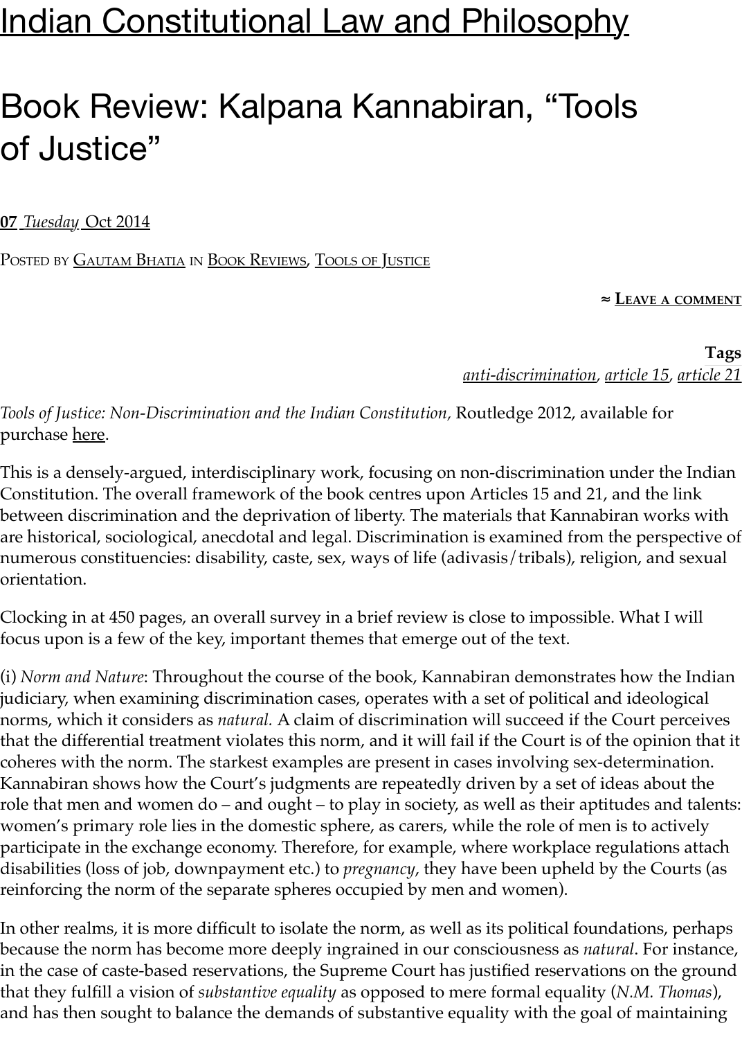# Indian Constitutional Law and Philosophy

## Book Review: Kalpana Kannabiran, "Tools of Justice"

07 *Tuesday* Oct 2014

POSTED BY GAUTAM BHATIA IN BOOK REVIEWS, TOOLS OF JUSTICE

≈ LEAVE A COMMENT

**Tags**
anti-discrimination, article 15, article 21

*Tools of Justice: Non-Discrimination and the Indian Constitution*, Routledge 2012, available for purchase here.

This is a densely-argued, interdisciplinary work, focusing on non-discrimination under the Indian Constitution. The overall framework of the book centres upon Articles 15 and 21, and the link between discrimination and the deprivation of liberty. The materials that Kannabiran works with are historical, sociological, anecdotal and legal. Discrimination is examined from the perspective of numerous constituencies: disability, caste, sex, ways of life (adivasis/tribals), religion, and sexual orientation.

Clocking in at 450 pages, an overall survey in a brief review is close to impossible. What I will focus upon is a few of the key, important themes that emerge out of the text.

(i) *Norm and Nature*: Throughout the course of the book, Kannabiran demonstrates how the Indian judiciary, when examining discrimination cases, operates with a set of political and ideological norms, which it considers as *natural.* A claim of discrimination will succeed if the Court perceives that the differential treatment violates this norm, and it will fail if the Court is of the opinion that it coheres with the norm. The starkest examples are present in cases involving sex-determination. Kannabiran shows how the Court's judgments are repeatedly driven by a set of ideas about the role that men and women do – and ought – to play in society, as well as their aptitudes and talents: women's primary role lies in the domestic sphere, as carers, while the role of men is to actively participate in the exchange economy. Therefore, for example, where workplace regulations attach disabilities (loss of job, downpayment etc.) to *pregnancy*, they have been upheld by the Courts (as reinforcing the norm of the separate spheres occupied by men and women).

In other realms, it is more difficult to isolate the norm, as well as its political foundations, perhaps because the norm has become more deeply ingrained in our consciousness as *natural*. For instance, in the case of caste-based reservations, the Supreme Court has justified reservations on the ground that they fulfill a vision of *substantive equality* as opposed to mere formal equality (*N.M. Thomas*), and has then sought to balance the demands of substantive equality with the goal of maintaining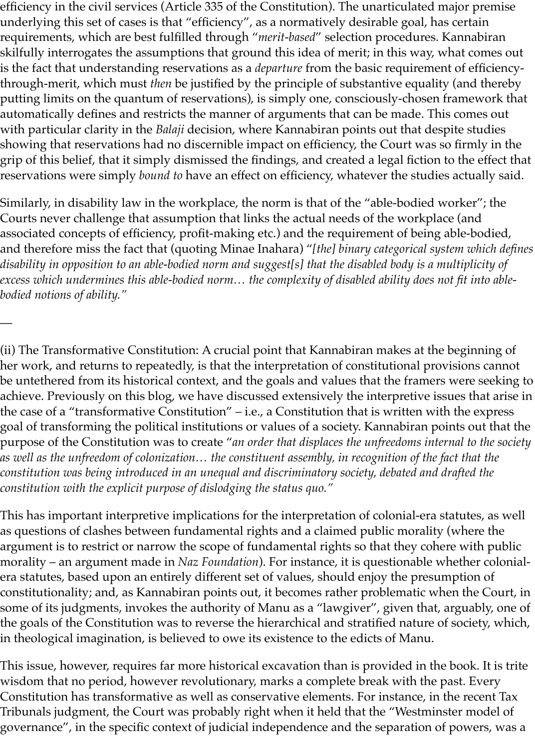efficiency in the civil services (Article 335 of the Constitution). The unarticulated major premise underlying this set of cases is that "efficiency", as a normatively desirable goal, has certain requirements, which are best fulfilled through "*merit-based*" selection procedures. Kannabiran skilfully interrogates the assumptions that ground this idea of merit; in this way, what comes out is the fact that understanding reservations as a *departure* from the basic requirement of efficiency-through-merit, which must *then* be justified by the principle of substantive equality (and thereby putting limits on the quantum of reservations), is simply one, consciously-chosen framework that automatically defines and restricts the manner of arguments that can be made. This comes out with particular clarity in the *Balaji* decision, where Kannabiran points out that despite studies showing that reservations had no discernible impact on efficiency, the Court was so firmly in the grip of this belief, that it simply dismissed the findings, and created a legal fiction to the effect that reservations were simply *bound to* have an effect on efficiency, whatever the studies actually said.

Similarly, in disability law in the workplace, the norm is that of the "able-bodied worker"; the Courts never challenge that assumption that links the actual needs of the workplace (and associated concepts of efficiency, profit-making etc.) and the requirement of being able-bodied, and therefore miss the fact that (quoting Minae Inahara) "*[the] binary categorical system which defines disability in opposition to an able-bodied norm and suggest[s] that the disabled body is a multiplicity of excess which undermines this able-bodied norm… the complexity of disabled ability does not fit into able-bodied notions of ability.*"

—

(ii) The Transformative Constitution: A crucial point that Kannabiran makes at the beginning of her work, and returns to repeatedly, is that the interpretation of constitutional provisions cannot be untethered from its historical context, and the goals and values that the framers were seeking to achieve. Previously on this blog, we have discussed extensively the interpretive issues that arise in the case of a "transformative Constitution" – i.e., a Constitution that is written with the express goal of transforming the political institutions or values of a society. Kannabiran points out that the purpose of the Constitution was to create "*an order that displaces the unfreedoms internal to the society as well as the unfreedom of colonization… the constituent assembly, in recognition of the fact that the constitution was being introduced in an unequal and discriminatory society, debated and drafted the constitution with the explicit purpose of dislodging the status quo.*"

This has important interpretive implications for the interpretation of colonial-era statutes, as well as questions of clashes between fundamental rights and a claimed public morality (where the argument is to restrict or narrow the scope of fundamental rights so that they cohere with public morality – an argument made in *Naz Foundation*). For instance, it is questionable whether colonial-era statutes, based upon an entirely different set of values, should enjoy the presumption of constitutionality; and, as Kannabiran points out, it becomes rather problematic when the Court, in some of its judgments, invokes the authority of Manu as a "lawgiver", given that, arguably, one of the goals of the Constitution was to reverse the hierarchical and stratified nature of society, which, in theological imagination, is believed to owe its existence to the edicts of Manu.

This issue, however, requires far more historical excavation than is provided in the book. It is trite wisdom that no period, however revolutionary, marks a complete break with the past. Every Constitution has transformative as well as conservative elements. For instance, in the recent Tax Tribunals judgment, the Court was probably right when it held that the "Westminster model of governance", in the specific context of judicial independence and the separation of powers, was a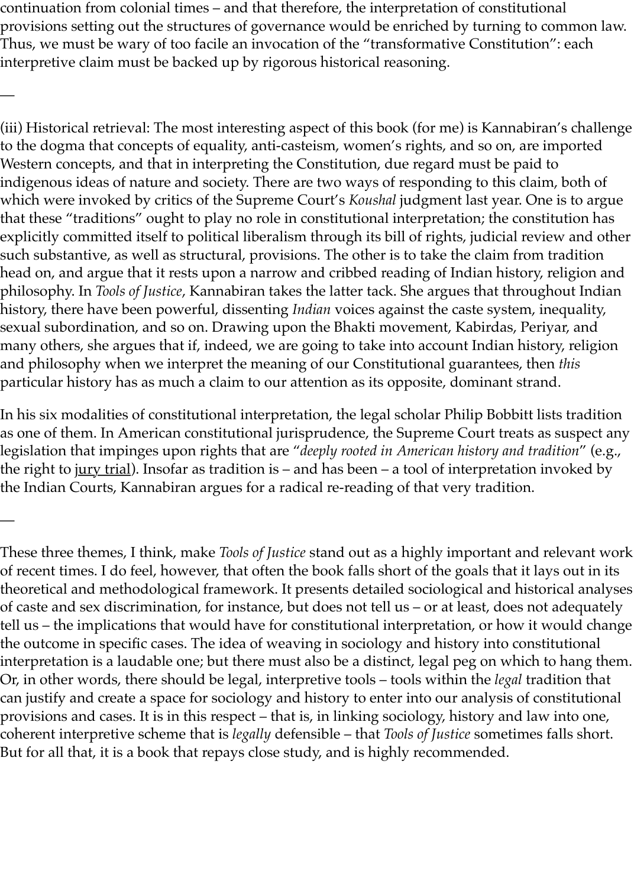continuation from colonial times – and that therefore, the interpretation of constitutional provisions setting out the structures of governance would be enriched by turning to common law. Thus, we must be wary of too facile an invocation of the "transformative Constitution": each interpretive claim must be backed up by rigorous historical reasoning.

—

(iii) Historical retrieval: The most interesting aspect of this book (for me) is Kannabiran's challenge to the dogma that concepts of equality, anti-casteism, women's rights, and so on, are imported Western concepts, and that in interpreting the Constitution, due regard must be paid to indigenous ideas of nature and society. There are two ways of responding to this claim, both of which were invoked by critics of the Supreme Court's *Koushal* judgment last year. One is to argue that these "traditions" ought to play no role in constitutional interpretation; the constitution has explicitly committed itself to political liberalism through its bill of rights, judicial review and other such substantive, as well as structural, provisions. The other is to take the claim from tradition head on, and argue that it rests upon a narrow and cribbed reading of Indian history, religion and philosophy. In *Tools of Justice*, Kannabiran takes the latter tack. She argues that throughout Indian history, there have been powerful, dissenting *Indian* voices against the caste system, inequality, sexual subordination, and so on. Drawing upon the Bhakti movement, Kabirdas, Periyar, and many others, she argues that if, indeed, we are going to take into account Indian history, religion and philosophy when we interpret the meaning of our Constitutional guarantees, then *this* particular history has as much a claim to our attention as its opposite, dominant strand.

In his six modalities of constitutional interpretation, the legal scholar Philip Bobbitt lists tradition as one of them. In American constitutional jurisprudence, the Supreme Court treats as suspect any legislation that impinges upon rights that are "*deeply rooted in American history and tradition*" (e.g., the right to jury trial). Insofar as tradition is – and has been – a tool of interpretation invoked by the Indian Courts, Kannabiran argues for a radical re-reading of that very tradition.

—

These three themes, I think, make *Tools of Justice* stand out as a highly important and relevant work of recent times. I do feel, however, that often the book falls short of the goals that it lays out in its theoretical and methodological framework. It presents detailed sociological and historical analyses of caste and sex discrimination, for instance, but does not tell us – or at least, does not adequately tell us – the implications that would have for constitutional interpretation, or how it would change the outcome in specific cases. The idea of weaving in sociology and history into constitutional interpretation is a laudable one; but there must also be a distinct, legal peg on which to hang them. Or, in other words, there should be legal, interpretive tools – tools within the *legal* tradition that can justify and create a space for sociology and history to enter into our analysis of constitutional provisions and cases. It is in this respect – that is, in linking sociology, history and law into one, coherent interpretive scheme that is *legally* defensible – that *Tools of Justice* sometimes falls short. But for all that, it is a book that repays close study, and is highly recommended.